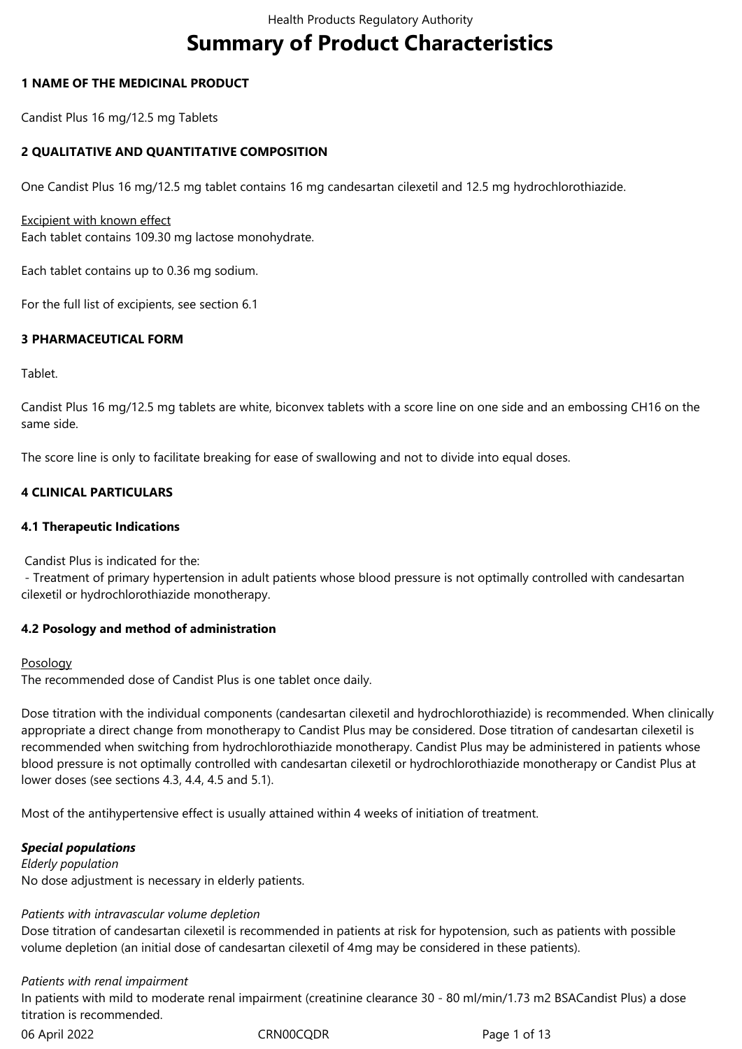# Summary of Product Characteristics

## 1 NAME OF THE MEDICINAL PRODUCT

Candist Plus 16 mg/12.5 mg Tablets

## 2 QUALITATIVE AND QUANTITATIVE COMPOSITION

One Candist Plus 16 mg/12.5 mg tablet contains 16 mg candesartan cilexetil and 12.5 mg hydrochlorothiazide.

Excipient with known effect
Each tablet contains 109.30 mg lactose monohydrate.

Each tablet contains up to 0.36 mg sodium.

For the full list of excipients, see section 6.1

## 3 PHARMACEUTICAL FORM

Tablet.

Candist Plus 16 mg/12.5 mg tablets are white, biconvex tablets with a score line on one side and an embossing CH16 on the same side.

The score line is only to facilitate breaking for ease of swallowing and not to divide into equal doses.

## 4 CLINICAL PARTICULARS

### 4.1 Therapeutic Indications

Candist Plus is indicated for the:
- Treatment of primary hypertension in adult patients whose blood pressure is not optimally controlled with candesartan cilexetil or hydrochlorothiazide monotherapy.

### 4.2 Posology and method of administration

Posology
The recommended dose of Candist Plus is one tablet once daily.

Dose titration with the individual components (candesartan cilexetil and hydrochlorothiazide) is recommended. When clinically appropriate a direct change from monotherapy to Candist Plus may be considered. Dose titration of candesartan cilexetil is recommended when switching from hydrochlorothiazide monotherapy. Candist Plus may be administered in patients whose blood pressure is not optimally controlled with candesartan cilexetil or hydrochlorothiazide monotherapy or Candist Plus at lower doses (see sections 4.3, 4.4, 4.5 and 5.1).

Most of the antihypertensive effect is usually attained within 4 weeks of initiation of treatment.

***Special populations***

*Elderly population*
No dose adjustment is necessary in elderly patients.

*Patients with intravascular volume depletion*
Dose titration of candesartan cilexetil is recommended in patients at risk for hypotension, such as patients with possible volume depletion (an initial dose of candesartan cilexetil of 4mg may be considered in these patients).

*Patients with renal impairment*
In patients with mild to moderate renal impairment (creatinine clearance 30 - 80 ml/min/1.73 m2 BSACandist Plus) a dose titration is recommended.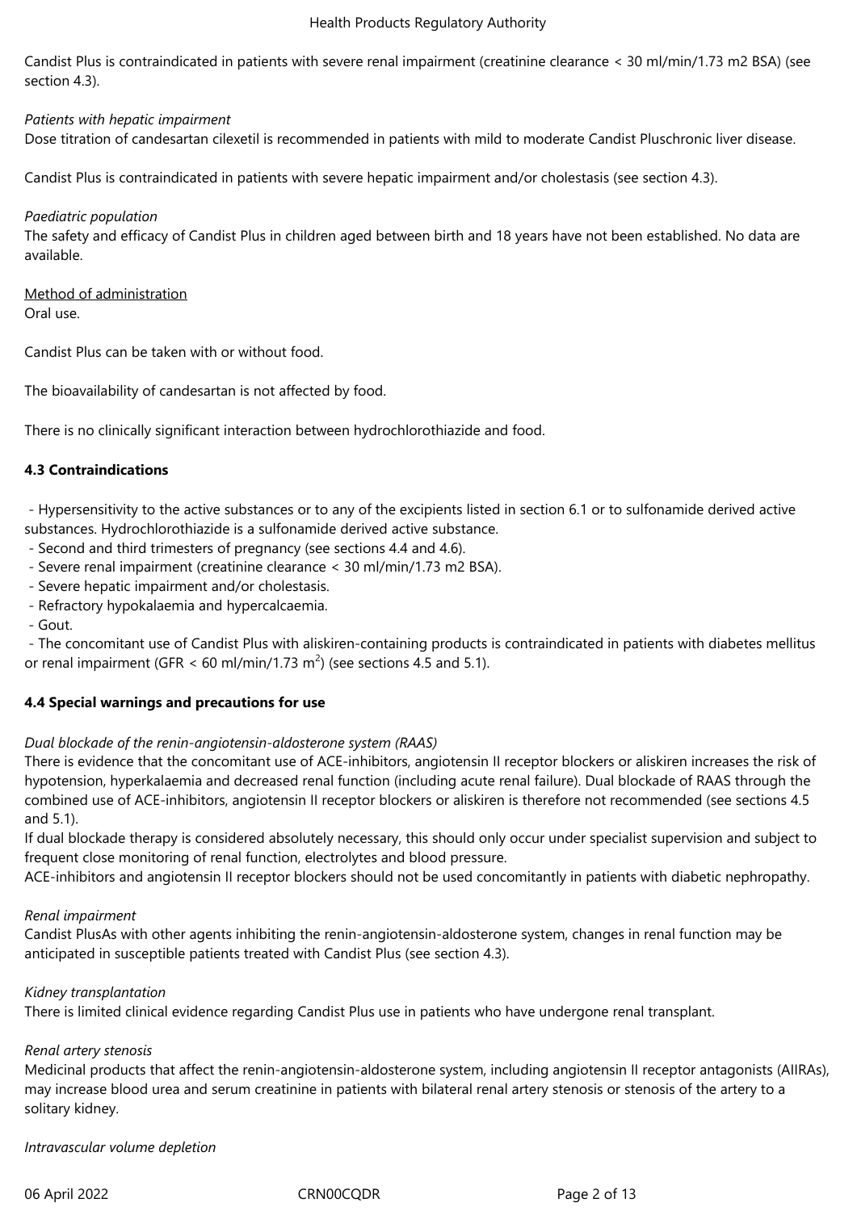Candist Plus is contraindicated in patients with severe renal impairment (creatinine clearance < 30 ml/min/1.73 m2 BSA) (see section 4.3).

*Patients with hepatic impairment*

Dose titration of candesartan cilexetil is recommended in patients with mild to moderate Candist Pluschronic liver disease.

Candist Plus is contraindicated in patients with severe hepatic impairment and/or cholestasis (see section 4.3).

*Paediatric population*

The safety and efficacy of Candist Plus in children aged between birth and 18 years have not been established. No data are available.

Method of administration

Oral use.

Candist Plus can be taken with or without food.

The bioavailability of candesartan is not affected by food.

There is no clinically significant interaction between hydrochlorothiazide and food.

**4.3 Contraindications**

- Hypersensitivity to the active substances or to any of the excipients listed in section 6.1 or to sulfonamide derived active substances. Hydrochlorothiazide is a sulfonamide derived active substance.
- Second and third trimesters of pregnancy (see sections 4.4 and 4.6).
- Severe renal impairment (creatinine clearance < 30 ml/min/1.73 m2 BSA).
- Severe hepatic impairment and/or cholestasis.
- Refractory hypokalaemia and hypercalcaemia.
- Gout.
- The concomitant use of Candist Plus with aliskiren-containing products is contraindicated in patients with diabetes mellitus or renal impairment (GFR < 60 ml/min/1.73 $m^2$) (see sections 4.5 and 5.1).

**4.4 Special warnings and precautions for use**

*Dual blockade of the renin-angiotensin-aldosterone system (RAAS)*

There is evidence that the concomitant use of ACE-inhibitors, angiotensin II receptor blockers or aliskiren increases the risk of hypotension, hyperkalaemia and decreased renal function (including acute renal failure). Dual blockade of RAAS through the combined use of ACE-inhibitors, angiotensin II receptor blockers or aliskiren is therefore not recommended (see sections 4.5 and 5.1).

If dual blockade therapy is considered absolutely necessary, this should only occur under specialist supervision and subject to frequent close monitoring of renal function, electrolytes and blood pressure.

ACE-inhibitors and angiotensin II receptor blockers should not be used concomitantly in patients with diabetic nephropathy.

*Renal impairment*

Candist PlusAs with other agents inhibiting the renin-angiotensin-aldosterone system, changes in renal function may be anticipated in susceptible patients treated with Candist Plus (see section 4.3).

*Kidney transplantation*

There is limited clinical evidence regarding Candist Plus use in patients who have undergone renal transplant.

*Renal artery stenosis*

Medicinal products that affect the renin-angiotensin-aldosterone system, including angiotensin II receptor antagonists (AIIRAs), may increase blood urea and serum creatinine in patients with bilateral renal artery stenosis or stenosis of the artery to a solitary kidney.

*Intravascular volume depletion*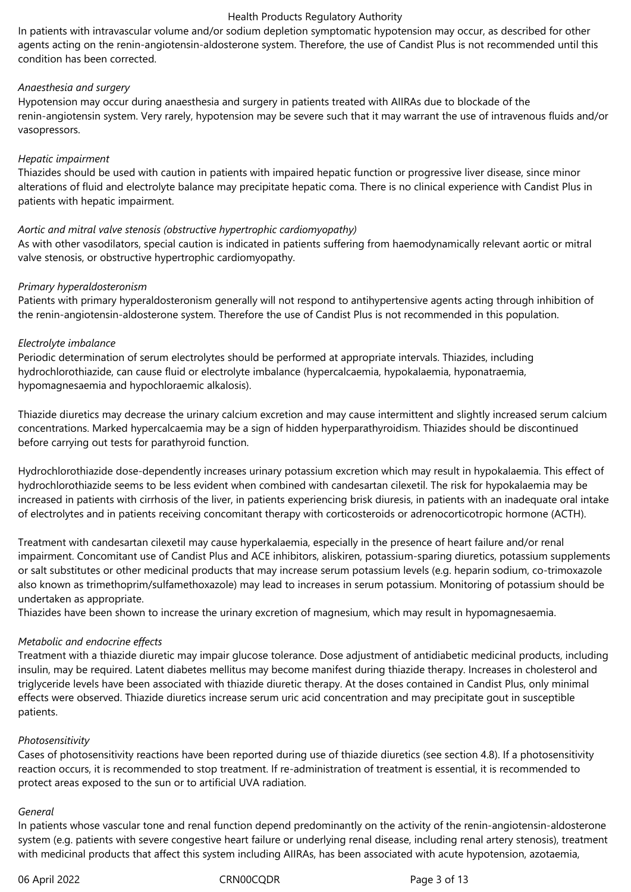In patients with intravascular volume and/or sodium depletion symptomatic hypotension may occur, as described for other agents acting on the renin-angiotensin-aldosterone system. Therefore, the use of Candist Plus is not recommended until this condition has been corrected.

*Anaesthesia and surgery*

Hypotension may occur during anaesthesia and surgery in patients treated with AIIRAs due to blockade of the renin-angiotensin system. Very rarely, hypotension may be severe such that it may warrant the use of intravenous fluids and/or vasopressors.

*Hepatic impairment*

Thiazides should be used with caution in patients with impaired hepatic function or progressive liver disease, since minor alterations of fluid and electrolyte balance may precipitate hepatic coma. There is no clinical experience with Candist Plus in patients with hepatic impairment.

*Aortic and mitral valve stenosis (obstructive hypertrophic cardiomyopathy)*

As with other vasodilators, special caution is indicated in patients suffering from haemodynamically relevant aortic or mitral valve stenosis, or obstructive hypertrophic cardiomyopathy.

*Primary hyperaldosteronism*

Patients with primary hyperaldosteronism generally will not respond to antihypertensive agents acting through inhibition of the renin-angiotensin-aldosterone system. Therefore the use of Candist Plus is not recommended in this population.

*Electrolyte imbalance*

Periodic determination of serum electrolytes should be performed at appropriate intervals. Thiazides, including hydrochlorothiazide, can cause fluid or electrolyte imbalance (hypercalcaemia, hypokalaemia, hyponatraemia, hypomagnesaemia and hypochloraemic alkalosis).

Thiazide diuretics may decrease the urinary calcium excretion and may cause intermittent and slightly increased serum calcium concentrations. Marked hypercalcaemia may be a sign of hidden hyperparathyroidism. Thiazides should be discontinued before carrying out tests for parathyroid function.

Hydrochlorothiazide dose-dependently increases urinary potassium excretion which may result in hypokalaemia. This effect of hydrochlorothiazide seems to be less evident when combined with candesartan cilexetil. The risk for hypokalaemia may be increased in patients with cirrhosis of the liver, in patients experiencing brisk diuresis, in patients with an inadequate oral intake of electrolytes and in patients receiving concomitant therapy with corticosteroids or adrenocorticotropic hormone (ACTH).

Treatment with candesartan cilexetil may cause hyperkalaemia, especially in the presence of heart failure and/or renal impairment. Concomitant use of Candist Plus and ACE inhibitors, aliskiren, potassium-sparing diuretics, potassium supplements or salt substitutes or other medicinal products that may increase serum potassium levels (e.g. heparin sodium, co-trimoxazole also known as trimethoprim/sulfamethoxazole) may lead to increases in serum potassium. Monitoring of potassium should be undertaken as appropriate.

Thiazides have been shown to increase the urinary excretion of magnesium, which may result in hypomagnesaemia.

*Metabolic and endocrine effects*

Treatment with a thiazide diuretic may impair glucose tolerance. Dose adjustment of antidiabetic medicinal products, including insulin, may be required. Latent diabetes mellitus may become manifest during thiazide therapy. Increases in cholesterol and triglyceride levels have been associated with thiazide diuretic therapy. At the doses contained in Candist Plus, only minimal effects were observed. Thiazide diuretics increase serum uric acid concentration and may precipitate gout in susceptible patients.

*Photosensitivity*

Cases of photosensitivity reactions have been reported during use of thiazide diuretics (see section 4.8). If a photosensitivity reaction occurs, it is recommended to stop treatment. If re-administration of treatment is essential, it is recommended to protect areas exposed to the sun or to artificial UVA radiation.

*General*

In patients whose vascular tone and renal function depend predominantly on the activity of the renin-angiotensin-aldosterone system (e.g. patients with severe congestive heart failure or underlying renal disease, including renal artery stenosis), treatment with medicinal products that affect this system including AIIRAs, has been associated with acute hypotension, azotaemia,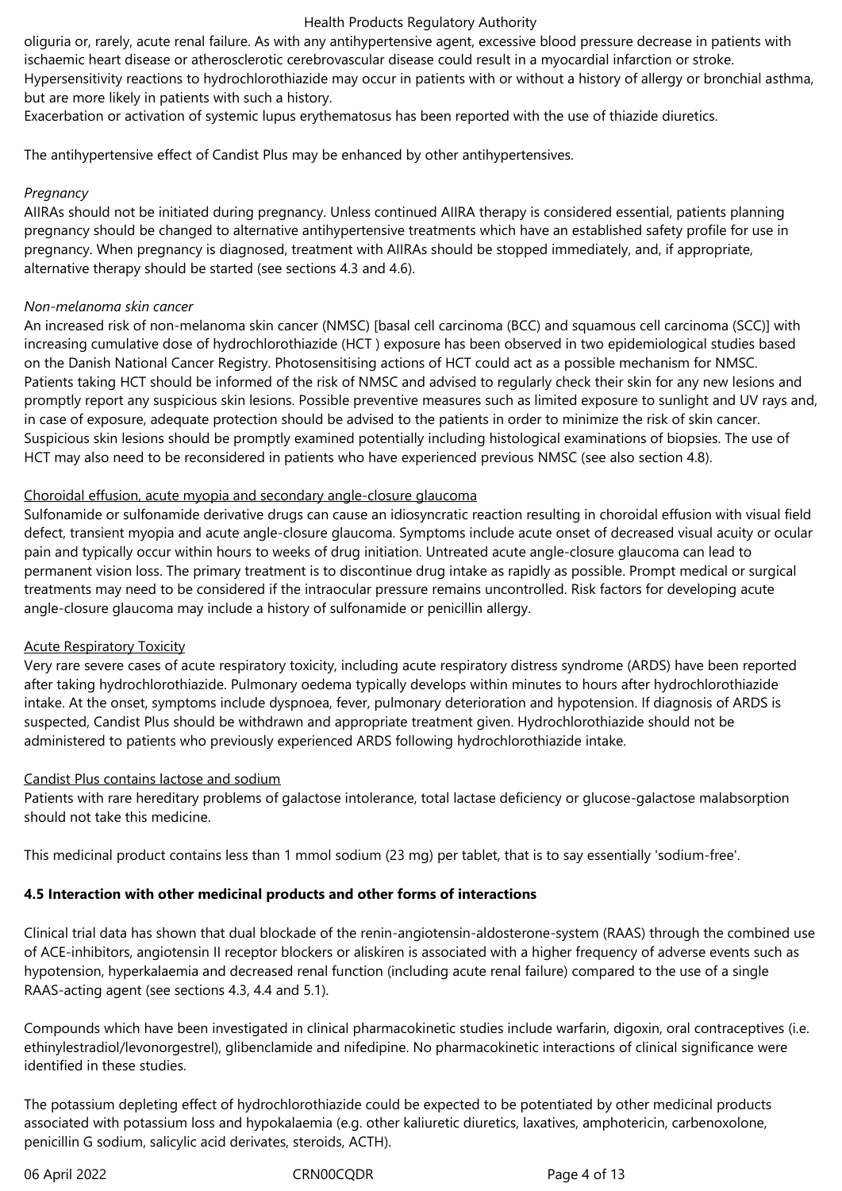oliguria or, rarely, acute renal failure. As with any antihypertensive agent, excessive blood pressure decrease in patients with ischaemic heart disease or atherosclerotic cerebrovascular disease could result in a myocardial infarction or stroke.
Hypersensitivity reactions to hydrochlorothiazide may occur in patients with or without a history of allergy or bronchial asthma, but are more likely in patients with such a history.
Exacerbation or activation of systemic lupus erythematosus has been reported with the use of thiazide diuretics.

The antihypertensive effect of Candist Plus may be enhanced by other antihypertensives.

*Pregnancy*
AIIRAs should not be initiated during pregnancy. Unless continued AIIRA therapy is considered essential, patients planning pregnancy should be changed to alternative antihypertensive treatments which have an established safety profile for use in pregnancy. When pregnancy is diagnosed, treatment with AIIRAs should be stopped immediately, and, if appropriate, alternative therapy should be started (see sections 4.3 and 4.6).

*Non-melanoma skin cancer*
An increased risk of non-melanoma skin cancer (NMSC) [basal cell carcinoma (BCC) and squamous cell carcinoma (SCC)] with increasing cumulative dose of hydrochlorothiazide (HCT ) exposure has been observed in two epidemiological studies based on the Danish National Cancer Registry. Photosensitising actions of HCT could act as a possible mechanism for NMSC. Patients taking HCT should be informed of the risk of NMSC and advised to regularly check their skin for any new lesions and promptly report any suspicious skin lesions. Possible preventive measures such as limited exposure to sunlight and UV rays and, in case of exposure, adequate protection should be advised to the patients in order to minimize the risk of skin cancer. Suspicious skin lesions should be promptly examined potentially including histological examinations of biopsies. The use of HCT may also need to be reconsidered in patients who have experienced previous NMSC (see also section 4.8).

Choroidal effusion, acute myopia and secondary angle-closure glaucoma
Sulfonamide or sulfonamide derivative drugs can cause an idiosyncratic reaction resulting in choroidal effusion with visual field defect, transient myopia and acute angle-closure glaucoma. Symptoms include acute onset of decreased visual acuity or ocular pain and typically occur within hours to weeks of drug initiation. Untreated acute angle-closure glaucoma can lead to permanent vision loss. The primary treatment is to discontinue drug intake as rapidly as possible. Prompt medical or surgical treatments may need to be considered if the intraocular pressure remains uncontrolled. Risk factors for developing acute angle-closure glaucoma may include a history of sulfonamide or penicillin allergy.

Acute Respiratory Toxicity
Very rare severe cases of acute respiratory toxicity, including acute respiratory distress syndrome (ARDS) have been reported after taking hydrochlorothiazide. Pulmonary oedema typically develops within minutes to hours after hydrochlorothiazide intake. At the onset, symptoms include dyspnoea, fever, pulmonary deterioration and hypotension. If diagnosis of ARDS is suspected, Candist Plus should be withdrawn and appropriate treatment given. Hydrochlorothiazide should not be administered to patients who previously experienced ARDS following hydrochlorothiazide intake.

Candist Plus contains lactose and sodium
Patients with rare hereditary problems of galactose intolerance, total lactase deficiency or glucose-galactose malabsorption should not take this medicine.

This medicinal product contains less than 1 mmol sodium (23 mg) per tablet, that is to say essentially 'sodium-free'.

**4.5 Interaction with other medicinal products and other forms of interactions**

Clinical trial data has shown that dual blockade of the renin-angiotensin-aldosterone-system (RAAS) through the combined use of ACE-inhibitors, angiotensin II receptor blockers or aliskiren is associated with a higher frequency of adverse events such as hypotension, hyperkalaemia and decreased renal function (including acute renal failure) compared to the use of a single RAAS-acting agent (see sections 4.3, 4.4 and 5.1).

Compounds which have been investigated in clinical pharmacokinetic studies include warfarin, digoxin, oral contraceptives (i.e. ethinylestradiol/levonorgestrel), glibenclamide and nifedipine. No pharmacokinetic interactions of clinical significance were identified in these studies.

The potassium depleting effect of hydrochlorothiazide could be expected to be potentiated by other medicinal products associated with potassium loss and hypokalaemia (e.g. other kaliuretic diuretics, laxatives, amphotericin, carbenoxolone, penicillin G sodium, salicylic acid derivates, steroids, ACTH).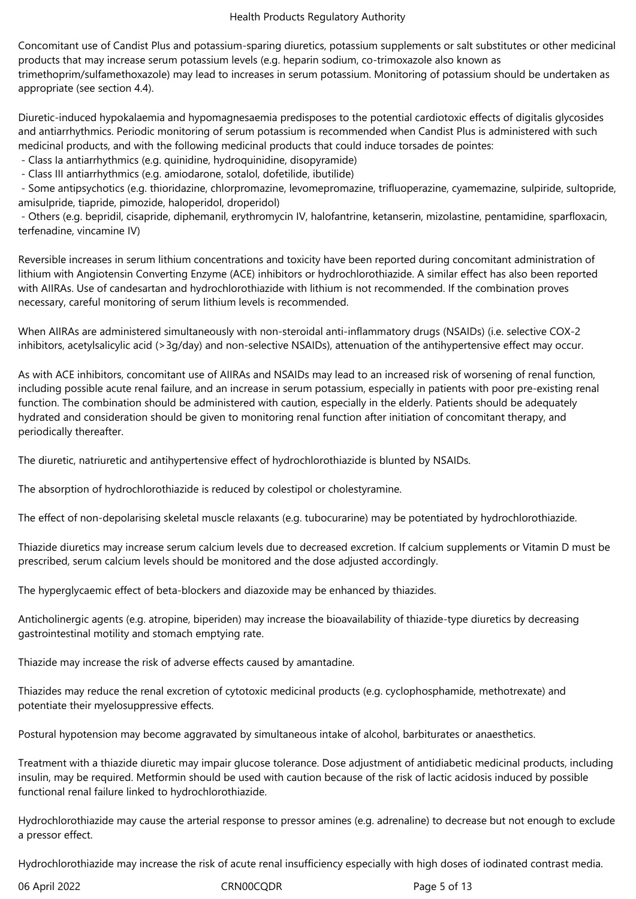Concomitant use of Candist Plus and potassium-sparing diuretics, potassium supplements or salt substitutes or other medicinal products that may increase serum potassium levels (e.g. heparin sodium, co-trimoxazole also known as trimethoprim/sulfamethoxazole) may lead to increases in serum potassium. Monitoring of potassium should be undertaken as appropriate (see section 4.4).

Diuretic-induced hypokalaemia and hypomagnesaemia predisposes to the potential cardiotoxic effects of digitalis glycosides and antiarrhythmics. Periodic monitoring of serum potassium is recommended when Candist Plus is administered with such medicinal products, and with the following medicinal products that could induce torsades de pointes:

- Class Ia antiarrhythmics (e.g. quinidine, hydroquinidine, disopyramide)
- Class III antiarrhythmics (e.g. amiodarone, sotalol, dofetilide, ibutilide)
- Some antipsychotics (e.g. thioridazine, chlorpromazine, levomepromazine, trifluoperazine, cyamemazine, sulpiride, sultopride, amisulpride, tiapride, pimozide, haloperidol, droperidol)
- Others (e.g. bepridil, cisapride, diphemanil, erythromycin IV, halofantrine, ketanserin, mizolastine, pentamidine, sparfloxacin, terfenadine, vincamine IV)

Reversible increases in serum lithium concentrations and toxicity have been reported during concomitant administration of lithium with Angiotensin Converting Enzyme (ACE) inhibitors or hydrochlorothiazide. A similar effect has also been reported with AIIRAs. Use of candesartan and hydrochlorothiazide with lithium is not recommended. If the combination proves necessary, careful monitoring of serum lithium levels is recommended.

When AIIRAs are administered simultaneously with non-steroidal anti-inflammatory drugs (NSAIDs) (i.e. selective COX-2 inhibitors, acetylsalicylic acid (>3g/day) and non-selective NSAIDs), attenuation of the antihypertensive effect may occur.

As with ACE inhibitors, concomitant use of AIIRAs and NSAIDs may lead to an increased risk of worsening of renal function, including possible acute renal failure, and an increase in serum potassium, especially in patients with poor pre-existing renal function. The combination should be administered with caution, especially in the elderly. Patients should be adequately hydrated and consideration should be given to monitoring renal function after initiation of concomitant therapy, and periodically thereafter.

The diuretic, natriuretic and antihypertensive effect of hydrochlorothiazide is blunted by NSAIDs.

The absorption of hydrochlorothiazide is reduced by colestipol or cholestyramine.

The effect of non-depolarising skeletal muscle relaxants (e.g. tubocurarine) may be potentiated by hydrochlorothiazide.

Thiazide diuretics may increase serum calcium levels due to decreased excretion. If calcium supplements or Vitamin D must be prescribed, serum calcium levels should be monitored and the dose adjusted accordingly.

The hyperglycaemic effect of beta-blockers and diazoxide may be enhanced by thiazides.

Anticholinergic agents (e.g. atropine, biperiden) may increase the bioavailability of thiazide-type diuretics by decreasing gastrointestinal motility and stomach emptying rate.

Thiazide may increase the risk of adverse effects caused by amantadine.

Thiazides may reduce the renal excretion of cytotoxic medicinal products (e.g. cyclophosphamide, methotrexate) and potentiate their myelosuppressive effects.

Postural hypotension may become aggravated by simultaneous intake of alcohol, barbiturates or anaesthetics.

Treatment with a thiazide diuretic may impair glucose tolerance. Dose adjustment of antidiabetic medicinal products, including insulin, may be required. Metformin should be used with caution because of the risk of lactic acidosis induced by possible functional renal failure linked to hydrochlorothiazide.

Hydrochlorothiazide may cause the arterial response to pressor amines (e.g. adrenaline) to decrease but not enough to exclude a pressor effect.

Hydrochlorothiazide may increase the risk of acute renal insufficiency especially with high doses of iodinated contrast media.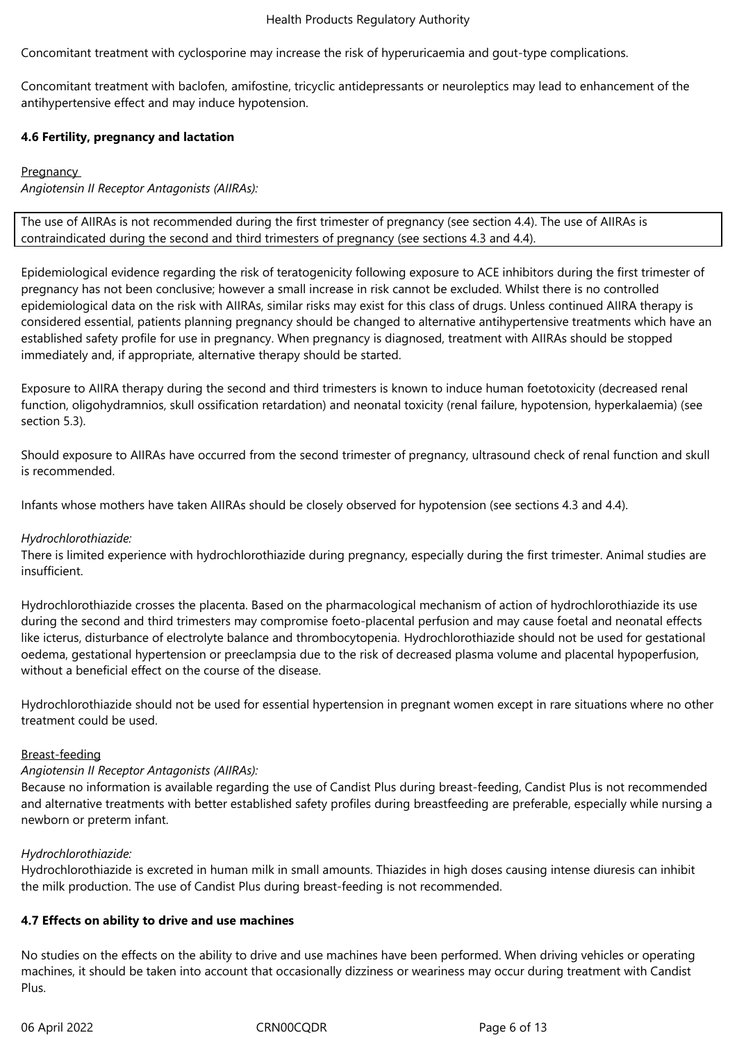Concomitant treatment with cyclosporine may increase the risk of hyperuricaemia and gout-type complications.

Concomitant treatment with baclofen, amifostine, tricyclic antidepressants or neuroleptics may lead to enhancement of the antihypertensive effect and may induce hypotension.

**4.6 Fertility, pregnancy and lactation**

Pregnancy

*Angiotensin II Receptor Antagonists (AIIRAs):*

| The use of AIIRAs is not recommended during the first trimester of pregnancy (see section 4.4). The use of AIIRAs is contraindicated during the second and third trimesters of pregnancy (see sections 4.3 and 4.4). |
|---|

Epidemiological evidence regarding the risk of teratogenicity following exposure to ACE inhibitors during the first trimester of pregnancy has not been conclusive; however a small increase in risk cannot be excluded. Whilst there is no controlled epidemiological data on the risk with AIIRAs, similar risks may exist for this class of drugs. Unless continued AIIRA therapy is considered essential, patients planning pregnancy should be changed to alternative antihypertensive treatments which have an established safety profile for use in pregnancy. When pregnancy is diagnosed, treatment with AIIRAs should be stopped immediately and, if appropriate, alternative therapy should be started.

Exposure to AIIRA therapy during the second and third trimesters is known to induce human foetotoxicity (decreased renal function, oligohydramnios, skull ossification retardation) and neonatal toxicity (renal failure, hypotension, hyperkalaemia) (see section 5.3).

Should exposure to AIIRAs have occurred from the second trimester of pregnancy, ultrasound check of renal function and skull is recommended.

Infants whose mothers have taken AIIRAs should be closely observed for hypotension (see sections 4.3 and 4.4).

*Hydrochlorothiazide:*

There is limited experience with hydrochlorothiazide during pregnancy, especially during the first trimester. Animal studies are insufficient.

Hydrochlorothiazide crosses the placenta. Based on the pharmacological mechanism of action of hydrochlorothiazide its use during the second and third trimesters may compromise foeto-placental perfusion and may cause foetal and neonatal effects like icterus, disturbance of electrolyte balance and thrombocytopenia. Hydrochlorothiazide should not be used for gestational oedema, gestational hypertension or preeclampsia due to the risk of decreased plasma volume and placental hypoperfusion, without a beneficial effect on the course of the disease.

Hydrochlorothiazide should not be used for essential hypertension in pregnant women except in rare situations where no other treatment could be used.

Breast-feeding

*Angiotensin II Receptor Antagonists (AIIRAs):*

Because no information is available regarding the use of Candist Plus during breast-feeding, Candist Plus is not recommended and alternative treatments with better established safety profiles during breastfeeding are preferable, especially while nursing a newborn or preterm infant.

*Hydrochlorothiazide:*

Hydrochlorothiazide is excreted in human milk in small amounts. Thiazides in high doses causing intense diuresis can inhibit the milk production. The use of Candist Plus during breast-feeding is not recommended.

**4.7 Effects on ability to drive and use machines**

No studies on the effects on the ability to drive and use machines have been performed. When driving vehicles or operating machines, it should be taken into account that occasionally dizziness or weariness may occur during treatment with Candist Plus.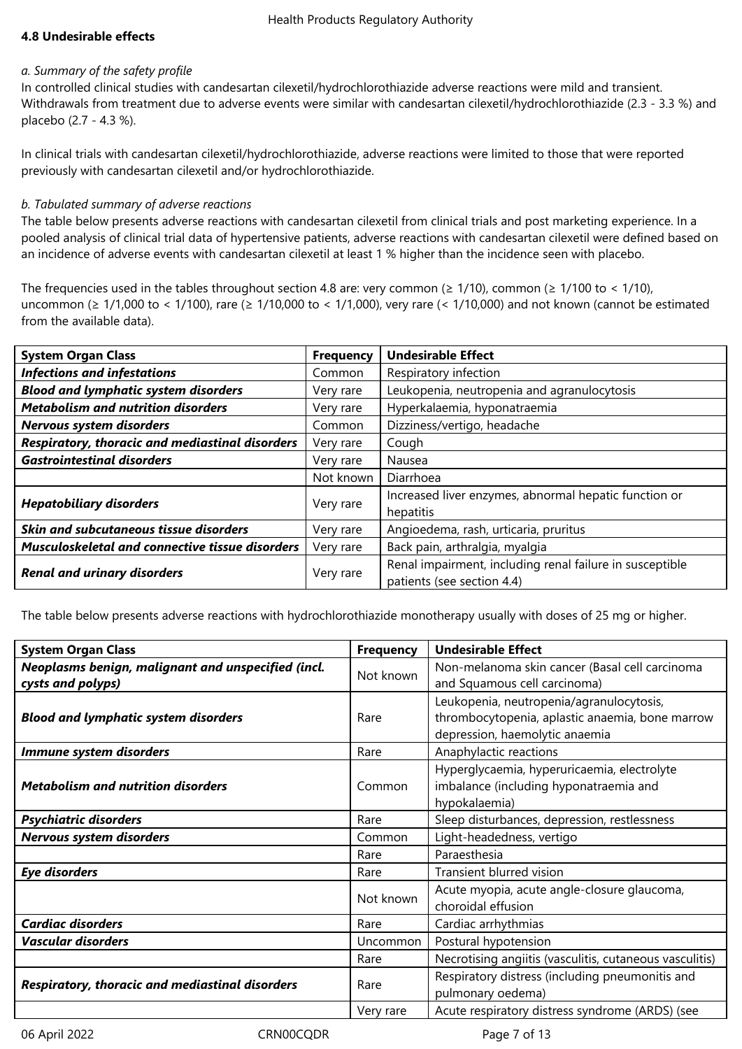#### 4.8 Undesirable effects

*a. Summary of the safety profile*

In controlled clinical studies with candesartan cilexetil/hydrochlorothiazide adverse reactions were mild and transient. Withdrawals from treatment due to adverse events were similar with candesartan cilexetil/hydrochlorothiazide (2.3 - 3.3 %) and placebo (2.7 - 4.3 %).

In clinical trials with candesartan cilexetil/hydrochlorothiazide, adverse reactions were limited to those that were reported previously with candesartan cilexetil and/or hydrochlorothiazide.

*b. Tabulated summary of adverse reactions*

The table below presents adverse reactions with candesartan cilexetil from clinical trials and post marketing experience. In a pooled analysis of clinical trial data of hypertensive patients, adverse reactions with candesartan cilexetil were defined based on an incidence of adverse events with candesartan cilexetil at least 1 % higher than the incidence seen with placebo.

The frequencies used in the tables throughout section 4.8 are: very common (≥ 1/10), common (≥ 1/100 to < 1/10), uncommon (≥ 1/1,000 to < 1/100), rare (≥ 1/10,000 to < 1/1,000), very rare (< 1/10,000) and not known (cannot be estimated from the available data).

| System Organ Class | Frequency | Undesirable Effect |
|---|---|---|
| ***Infections and infestations*** | Common | Respiratory infection |
| ***Blood and lymphatic system disorders*** | Very rare | Leukopenia, neutropenia and agranulocytosis |
| ***Metabolism and nutrition disorders*** | Very rare | Hyperkalaemia, hyponatraemia |
| ***Nervous system disorders*** | Common | Dizziness/vertigo, headache |
| ***Respiratory, thoracic and mediastinal disorders*** | Very rare | Cough |
| ***Gastrointestinal disorders*** | Very rare | Nausea |
| | Not known | Diarrhoea |
| ***Hepatobiliary disorders*** | Very rare | Increased liver enzymes, abnormal hepatic function or hepatitis |
| ***Skin and subcutaneous tissue disorders*** | Very rare | Angioedema, rash, urticaria, pruritus |
| ***Musculoskeletal and connective tissue disorders*** | Very rare | Back pain, arthralgia, myalgia |
| ***Renal and urinary disorders*** | Very rare | Renal impairment, including renal failure in susceptible patients (see section 4.4) |

The table below presents adverse reactions with hydrochlorothiazide monotherapy usually with doses of 25 mg or higher.

| System Organ Class | Frequency | Undesirable Effect |
|---|---|---|
| ***Neoplasms benign, malignant and unspecified (incl. cysts and polyps)*** | Not known | Non-melanoma skin cancer (Basal cell carcinoma and Squamous cell carcinoma) |
| ***Blood and lymphatic system disorders*** | Rare | Leukopenia, neutropenia/agranulocytosis, thrombocytopenia, aplastic anaemia, bone marrow depression, haemolytic anaemia |
| ***Immune system disorders*** | Rare | Anaphylactic reactions |
| ***Metabolism and nutrition disorders*** | Common | Hyperglycaemia, hyperuricaemia, electrolyte imbalance (including hyponatraemia and hypokalaemia) |
| ***Psychiatric disorders*** | Rare | Sleep disturbances, depression, restlessness |
| ***Nervous system disorders*** | Common | Light-headedness, vertigo |
| | Rare | Paraesthesia |
| ***Eye disorders*** | Rare | Transient blurred vision |
| | Not known | Acute myopia, acute angle-closure glaucoma, choroidal effusion |
| ***Cardiac disorders*** | Rare | Cardiac arrhythmias |
| ***Vascular disorders*** | Uncommon | Postural hypotension |
| | Rare | Necrotising angiitis (vasculitis, cutaneous vasculitis) |
| ***Respiratory, thoracic and mediastinal disorders*** | Rare | Respiratory distress (including pneumonitis and pulmonary oedema) |
| | Very rare | Acute respiratory distress syndrome (ARDS) (see |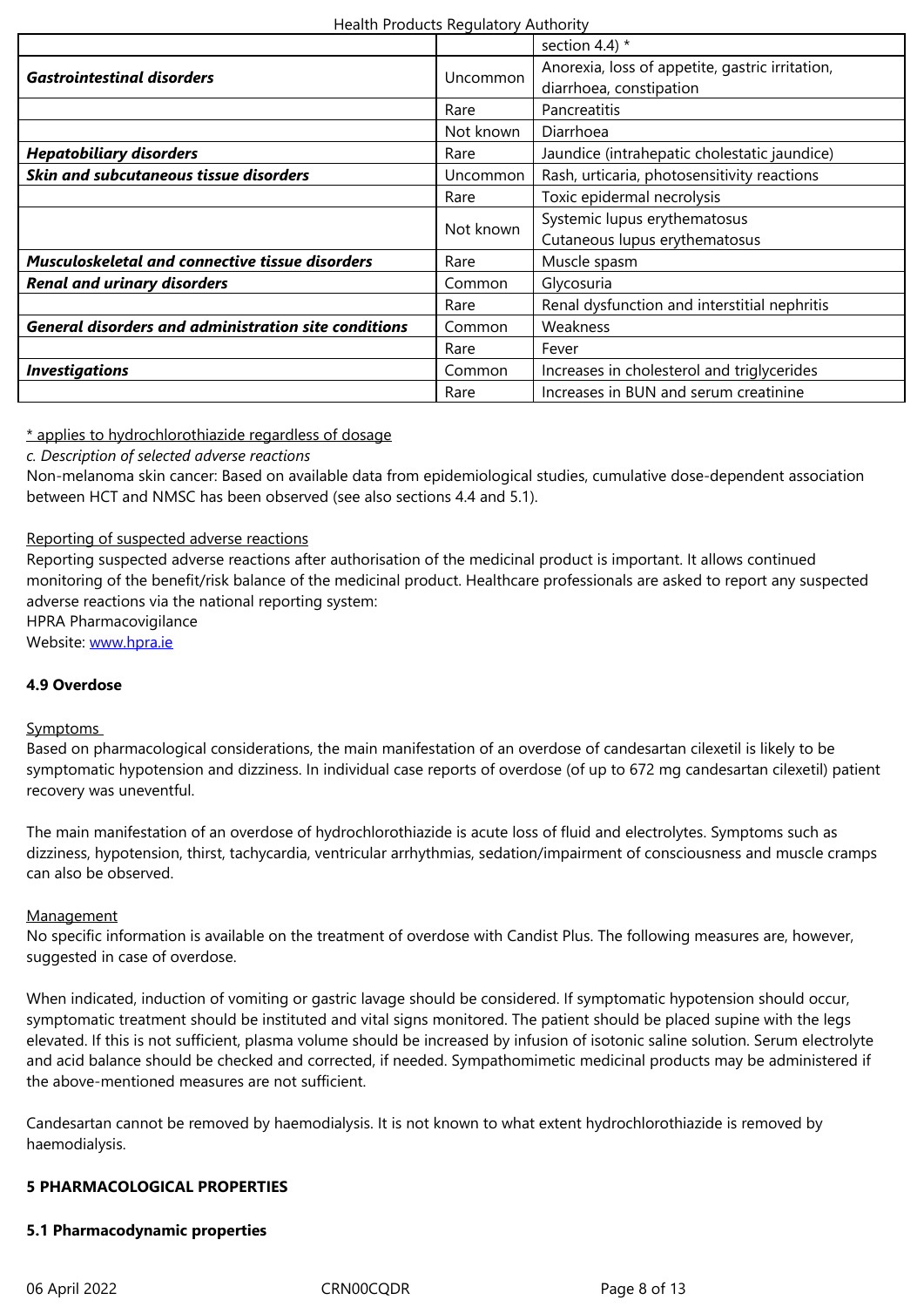| | | |
|---|---|---|
| | | section 4.4) * |
| ***Gastrointestinal disorders*** | Uncommon | Anorexia, loss of appetite, gastric irritation, diarrhoea, constipation |
| | Rare | Pancreatitis |
| | Not known | Diarrhoea |
| ***Hepatobiliary disorders*** | Rare | Jaundice (intrahepatic cholestatic jaundice) |
| ***Skin and subcutaneous tissue disorders*** | Uncommon | Rash, urticaria, photosensitivity reactions |
| | Rare | Toxic epidermal necrolysis |
| | Not known | Systemic lupus erythematosus<br>Cutaneous lupus erythematosus |
| ***Musculoskeletal and connective tissue disorders*** | Rare | Muscle spasm |
| ***Renal and urinary disorders*** | Common | Glycosuria |
| | Rare | Renal dysfunction and interstitial nephritis |
| ***General disorders and administration site conditions*** | Common | Weakness |
| | Rare | Fever |
| ***Investigations*** | Common | Increases in cholesterol and triglycerides |
| | Rare | Increases in BUN and serum creatinine |

* applies to hydrochlorothiazide regardless of dosage

*c. Description of selected adverse reactions*

Non-melanoma skin cancer: Based on available data from epidemiological studies, cumulative dose-dependent association between HCT and NMSC has been observed (see also sections 4.4 and 5.1).

Reporting of suspected adverse reactions

Reporting suspected adverse reactions after authorisation of the medicinal product is important. It allows continued monitoring of the benefit/risk balance of the medicinal product. Healthcare professionals are asked to report any suspected adverse reactions via the national reporting system:
HPRA Pharmacovigilance
Website: www.hpra.ie

**4.9 Overdose**

Symptoms

Based on pharmacological considerations, the main manifestation of an overdose of candesartan cilexetil is likely to be symptomatic hypotension and dizziness. In individual case reports of overdose (of up to 672 mg candesartan cilexetil) patient recovery was uneventful.

The main manifestation of an overdose of hydrochlorothiazide is acute loss of fluid and electrolytes. Symptoms such as dizziness, hypotension, thirst, tachycardia, ventricular arrhythmias, sedation/impairment of consciousness and muscle cramps can also be observed.

Management

No specific information is available on the treatment of overdose with Candist Plus. The following measures are, however, suggested in case of overdose.

When indicated, induction of vomiting or gastric lavage should be considered. If symptomatic hypotension should occur, symptomatic treatment should be instituted and vital signs monitored. The patient should be placed supine with the legs elevated. If this is not sufficient, plasma volume should be increased by infusion of isotonic saline solution. Serum electrolyte and acid balance should be checked and corrected, if needed. Sympathomimetic medicinal products may be administered if the above-mentioned measures are not sufficient.

Candesartan cannot be removed by haemodialysis. It is not known to what extent hydrochlorothiazide is removed by haemodialysis.

**5 PHARMACOLOGICAL PROPERTIES**

**5.1 Pharmacodynamic properties**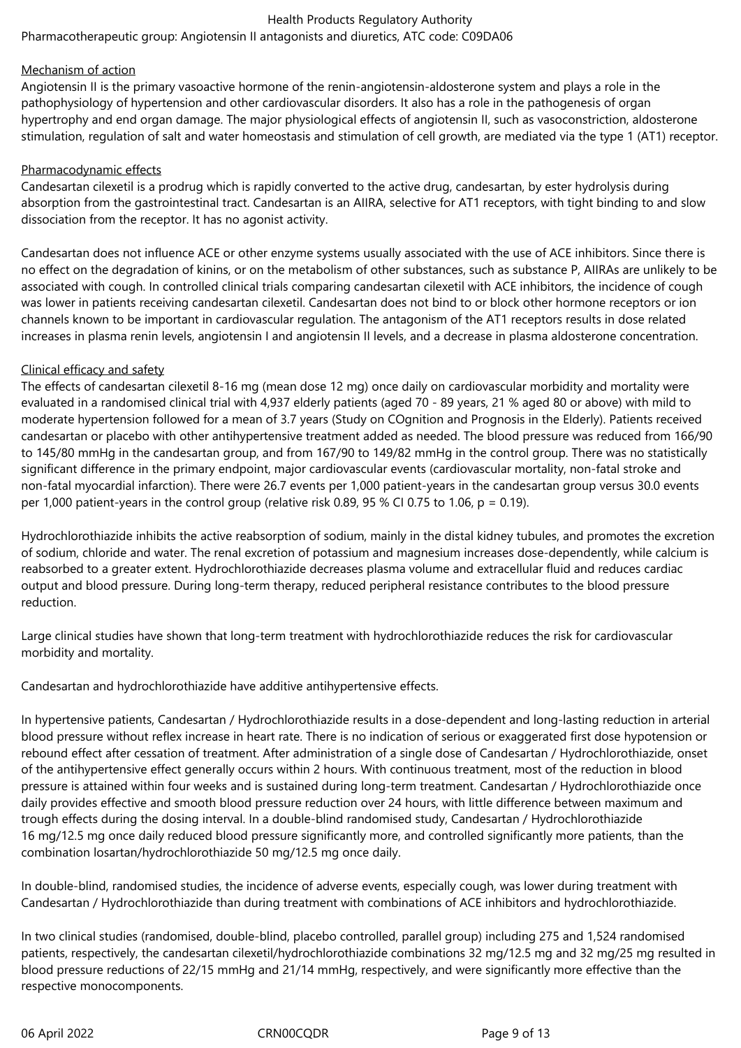Pharmacotherapeutic group: Angiotensin II antagonists and diuretics, ATC code: C09DA06

Mechanism of action

Angiotensin II is the primary vasoactive hormone of the renin-angiotensin-aldosterone system and plays a role in the pathophysiology of hypertension and other cardiovascular disorders. It also has a role in the pathogenesis of organ hypertrophy and end organ damage. The major physiological effects of angiotensin II, such as vasoconstriction, aldosterone stimulation, regulation of salt and water homeostasis and stimulation of cell growth, are mediated via the type 1 (AT1) receptor.

Pharmacodynamic effects

Candesartan cilexetil is a prodrug which is rapidly converted to the active drug, candesartan, by ester hydrolysis during absorption from the gastrointestinal tract. Candesartan is an AIIRA, selective for AT1 receptors, with tight binding to and slow dissociation from the receptor. It has no agonist activity.

Candesartan does not influence ACE or other enzyme systems usually associated with the use of ACE inhibitors. Since there is no effect on the degradation of kinins, or on the metabolism of other substances, such as substance P, AIIRAs are unlikely to be associated with cough. In controlled clinical trials comparing candesartan cilexetil with ACE inhibitors, the incidence of cough was lower in patients receiving candesartan cilexetil. Candesartan does not bind to or block other hormone receptors or ion channels known to be important in cardiovascular regulation. The antagonism of the AT1 receptors results in dose related increases in plasma renin levels, angiotensin I and angiotensin II levels, and a decrease in plasma aldosterone concentration.

Clinical efficacy and safety

The effects of candesartan cilexetil 8-16 mg (mean dose 12 mg) once daily on cardiovascular morbidity and mortality were evaluated in a randomised clinical trial with 4,937 elderly patients (aged 70 - 89 years, 21 % aged 80 or above) with mild to moderate hypertension followed for a mean of 3.7 years (Study on COgnition and Prognosis in the Elderly). Patients received candesartan or placebo with other antihypertensive treatment added as needed. The blood pressure was reduced from 166/90 to 145/80 mmHg in the candesartan group, and from 167/90 to 149/82 mmHg in the control group. There was no statistically significant difference in the primary endpoint, major cardiovascular events (cardiovascular mortality, non-fatal stroke and non-fatal myocardial infarction). There were 26.7 events per 1,000 patient-years in the candesartan group versus 30.0 events per 1,000 patient-years in the control group (relative risk 0.89, 95 % CI 0.75 to 1.06, $p = 0.19$).

Hydrochlorothiazide inhibits the active reabsorption of sodium, mainly in the distal kidney tubules, and promotes the excretion of sodium, chloride and water. The renal excretion of potassium and magnesium increases dose-dependently, while calcium is reabsorbed to a greater extent. Hydrochlorothiazide decreases plasma volume and extracellular fluid and reduces cardiac output and blood pressure. During long-term therapy, reduced peripheral resistance contributes to the blood pressure reduction.

Large clinical studies have shown that long-term treatment with hydrochlorothiazide reduces the risk for cardiovascular morbidity and mortality.

Candesartan and hydrochlorothiazide have additive antihypertensive effects.

In hypertensive patients, Candesartan / Hydrochlorothiazide results in a dose-dependent and long-lasting reduction in arterial blood pressure without reflex increase in heart rate. There is no indication of serious or exaggerated first dose hypotension or rebound effect after cessation of treatment. After administration of a single dose of Candesartan / Hydrochlorothiazide, onset of the antihypertensive effect generally occurs within 2 hours. With continuous treatment, most of the reduction in blood pressure is attained within four weeks and is sustained during long-term treatment. Candesartan / Hydrochlorothiazide once daily provides effective and smooth blood pressure reduction over 24 hours, with little difference between maximum and trough effects during the dosing interval. In a double-blind randomised study, Candesartan / Hydrochlorothiazide 16 mg/12.5 mg once daily reduced blood pressure significantly more, and controlled significantly more patients, than the combination losartan/hydrochlorothiazide 50 mg/12.5 mg once daily.

In double-blind, randomised studies, the incidence of adverse events, especially cough, was lower during treatment with Candesartan / Hydrochlorothiazide than during treatment with combinations of ACE inhibitors and hydrochlorothiazide.

In two clinical studies (randomised, double-blind, placebo controlled, parallel group) including 275 and 1,524 randomised patients, respectively, the candesartan cilexetil/hydrochlorothiazide combinations 32 mg/12.5 mg and 32 mg/25 mg resulted in blood pressure reductions of 22/15 mmHg and 21/14 mmHg, respectively, and were significantly more effective than the respective monocomponents.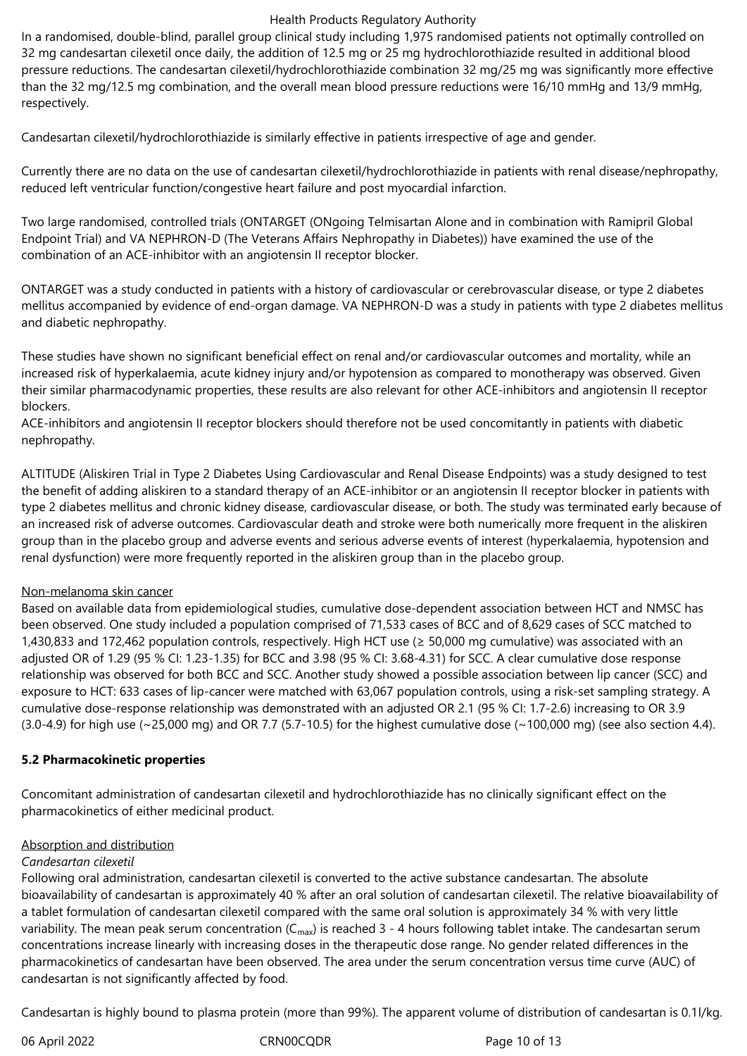In a randomised, double-blind, parallel group clinical study including 1,975 randomised patients not optimally controlled on 32 mg candesartan cilexetil once daily, the addition of 12.5 mg or 25 mg hydrochlorothiazide resulted in additional blood pressure reductions. The candesartan cilexetil/hydrochlorothiazide combination 32 mg/25 mg was significantly more effective than the 32 mg/12.5 mg combination, and the overall mean blood pressure reductions were 16/10 mmHg and 13/9 mmHg, respectively.

Candesartan cilexetil/hydrochlorothiazide is similarly effective in patients irrespective of age and gender.

Currently there are no data on the use of candesartan cilexetil/hydrochlorothiazide in patients with renal disease/nephropathy, reduced left ventricular function/congestive heart failure and post myocardial infarction.

Two large randomised, controlled trials (ONTARGET (ONgoing Telmisartan Alone and in combination with Ramipril Global Endpoint Trial) and VA NEPHRON-D (The Veterans Affairs Nephropathy in Diabetes)) have examined the use of the combination of an ACE-inhibitor with an angiotensin II receptor blocker.

ONTARGET was a study conducted in patients with a history of cardiovascular or cerebrovascular disease, or type 2 diabetes mellitus accompanied by evidence of end-organ damage. VA NEPHRON-D was a study in patients with type 2 diabetes mellitus and diabetic nephropathy.

These studies have shown no significant beneficial effect on renal and/or cardiovascular outcomes and mortality, while an increased risk of hyperkalaemia, acute kidney injury and/or hypotension as compared to monotherapy was observed. Given their similar pharmacodynamic properties, these results are also relevant for other ACE-inhibitors and angiotensin II receptor blockers.
ACE-inhibitors and angiotensin II receptor blockers should therefore not be used concomitantly in patients with diabetic nephropathy.

ALTITUDE (Aliskiren Trial in Type 2 Diabetes Using Cardiovascular and Renal Disease Endpoints) was a study designed to test the benefit of adding aliskiren to a standard therapy of an ACE-inhibitor or an angiotensin II receptor blocker in patients with type 2 diabetes mellitus and chronic kidney disease, cardiovascular disease, or both. The study was terminated early because of an increased risk of adverse outcomes. Cardiovascular death and stroke were both numerically more frequent in the aliskiren group than in the placebo group and adverse events and serious adverse events of interest (hyperkalaemia, hypotension and renal dysfunction) were more frequently reported in the aliskiren group than in the placebo group.

Non-melanoma skin cancer

Based on available data from epidemiological studies, cumulative dose-dependent association between HCT and NMSC has been observed. One study included a population comprised of 71,533 cases of BCC and of 8,629 cases of SCC matched to 1,430,833 and 172,462 population controls, respectively. High HCT use (≥ 50,000 mg cumulative) was associated with an adjusted OR of 1.29 (95 % CI: 1.23-1.35) for BCC and 3.98 (95 % CI: 3.68-4.31) for SCC. A clear cumulative dose response relationship was observed for both BCC and SCC. Another study showed a possible association between lip cancer (SCC) and exposure to HCT: 633 cases of lip-cancer were matched with 63,067 population controls, using a risk-set sampling strategy. A cumulative dose-response relationship was demonstrated with an adjusted OR 2.1 (95 % CI: 1.7-2.6) increasing to OR 3.9 (3.0-4.9) for high use (~25,000 mg) and OR 7.7 (5.7-10.5) for the highest cumulative dose (~100,000 mg) (see also section 4.4).

## 5.2 Pharmacokinetic properties

Concomitant administration of candesartan cilexetil and hydrochlorothiazide has no clinically significant effect on the pharmacokinetics of either medicinal product.

Absorption and distribution

*Candesartan cilexetil*

Following oral administration, candesartan cilexetil is converted to the active substance candesartan. The absolute bioavailability of candesartan is approximately 40 % after an oral solution of candesartan cilexetil. The relative bioavailability of a tablet formulation of candesartan cilexetil compared with the same oral solution is approximately 34 % with very little variability. The mean peak serum concentration ($C_{max}$) is reached 3 - 4 hours following tablet intake. The candesartan serum concentrations increase linearly with increasing doses in the therapeutic dose range. No gender related differences in the pharmacokinetics of candesartan have been observed. The area under the serum concentration versus time curve (AUC) of candesartan is not significantly affected by food.

Candesartan is highly bound to plasma protein (more than 99%). The apparent volume of distribution of candesartan is 0.1l/kg.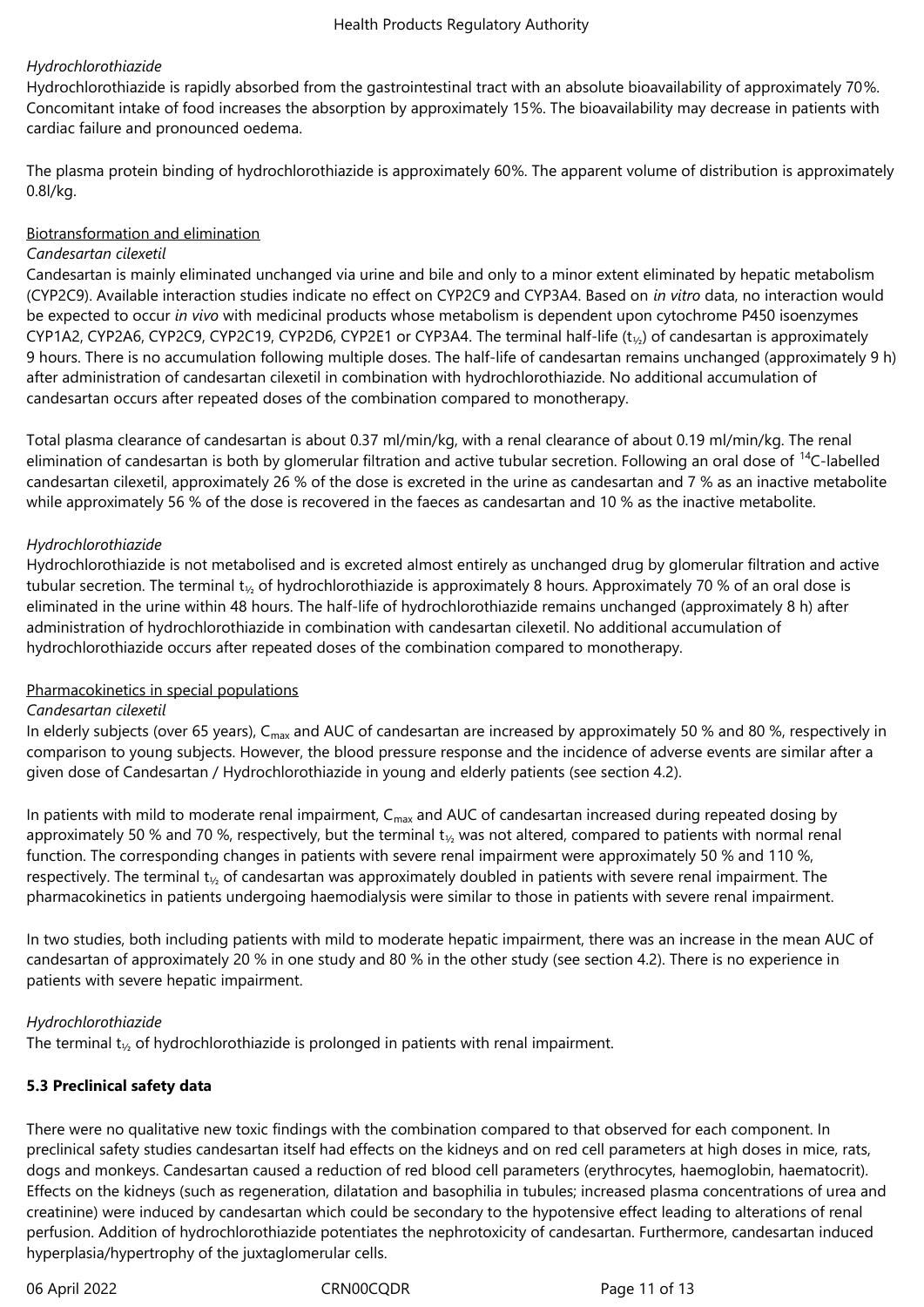*Hydrochlorothiazide*

Hydrochlorothiazide is rapidly absorbed from the gastrointestinal tract with an absolute bioavailability of approximately 70%. Concomitant intake of food increases the absorption by approximately 15%. The bioavailability may decrease in patients with cardiac failure and pronounced oedema.

The plasma protein binding of hydrochlorothiazide is approximately 60%. The apparent volume of distribution is approximately 0.8l/kg.

Biotransformation and elimination

*Candesartan cilexetil*

Candesartan is mainly eliminated unchanged via urine and bile and only to a minor extent eliminated by hepatic metabolism (CYP2C9). Available interaction studies indicate no effect on CYP2C9 and CYP3A4. Based on *in vitro* data, no interaction would be expected to occur *in vivo* with medicinal products whose metabolism is dependent upon cytochrome P450 isoenzymes CYP1A2, CYP2A6, CYP2C9, CYP2C19, CYP2D6, CYP2E1 or CYP3A4. The terminal half-life ($t_{½}$) of candesartan is approximately 9 hours. There is no accumulation following multiple doses. The half-life of candesartan remains unchanged (approximately 9 h) after administration of candesartan cilexetil in combination with hydrochlorothiazide. No additional accumulation of candesartan occurs after repeated doses of the combination compared to monotherapy.

Total plasma clearance of candesartan is about 0.37 ml/min/kg, with a renal clearance of about 0.19 ml/min/kg. The renal elimination of candesartan is both by glomerular filtration and active tubular secretion. Following an oral dose of $^{14}C$-labelled candesartan cilexetil, approximately 26 % of the dose is excreted in the urine as candesartan and 7 % as an inactive metabolite while approximately 56 % of the dose is recovered in the faeces as candesartan and 10 % as the inactive metabolite.

*Hydrochlorothiazide*

Hydrochlorothiazide is not metabolised and is excreted almost entirely as unchanged drug by glomerular filtration and active tubular secretion. The terminal $t_{½}$ of hydrochlorothiazide is approximately 8 hours. Approximately 70 % of an oral dose is eliminated in the urine within 48 hours. The half-life of hydrochlorothiazide remains unchanged (approximately 8 h) after administration of hydrochlorothiazide in combination with candesartan cilexetil. No additional accumulation of hydrochlorothiazide occurs after repeated doses of the combination compared to monotherapy.

Pharmacokinetics in special populations

*Candesartan cilexetil*

In elderly subjects (over 65 years), $C_{max}$ and AUC of candesartan are increased by approximately 50 % and 80 %, respectively in comparison to young subjects. However, the blood pressure response and the incidence of adverse events are similar after a given dose of Candesartan / Hydrochlorothiazide in young and elderly patients (see section 4.2).

In patients with mild to moderate renal impairment, $C_{max}$ and AUC of candesartan increased during repeated dosing by approximately 50 % and 70 %, respectively, but the terminal $t_{½}$ was not altered, compared to patients with normal renal function. The corresponding changes in patients with severe renal impairment were approximately 50 % and 110 %, respectively. The terminal $t_{½}$ of candesartan was approximately doubled in patients with severe renal impairment. The pharmacokinetics in patients undergoing haemodialysis were similar to those in patients with severe renal impairment.

In two studies, both including patients with mild to moderate hepatic impairment, there was an increase in the mean AUC of candesartan of approximately 20 % in one study and 80 % in the other study (see section 4.2). There is no experience in patients with severe hepatic impairment.

*Hydrochlorothiazide*

The terminal $t_{½}$ of hydrochlorothiazide is prolonged in patients with renal impairment.

**5.3 Preclinical safety data**

There were no qualitative new toxic findings with the combination compared to that observed for each component. In preclinical safety studies candesartan itself had effects on the kidneys and on red cell parameters at high doses in mice, rats, dogs and monkeys. Candesartan caused a reduction of red blood cell parameters (erythrocytes, haemoglobin, haematocrit). Effects on the kidneys (such as regeneration, dilatation and basophilia in tubules; increased plasma concentrations of urea and creatinine) were induced by candesartan which could be secondary to the hypotensive effect leading to alterations of renal perfusion. Addition of hydrochlorothiazide potentiates the nephrotoxicity of candesartan. Furthermore, candesartan induced hyperplasia/hypertrophy of the juxtaglomerular cells.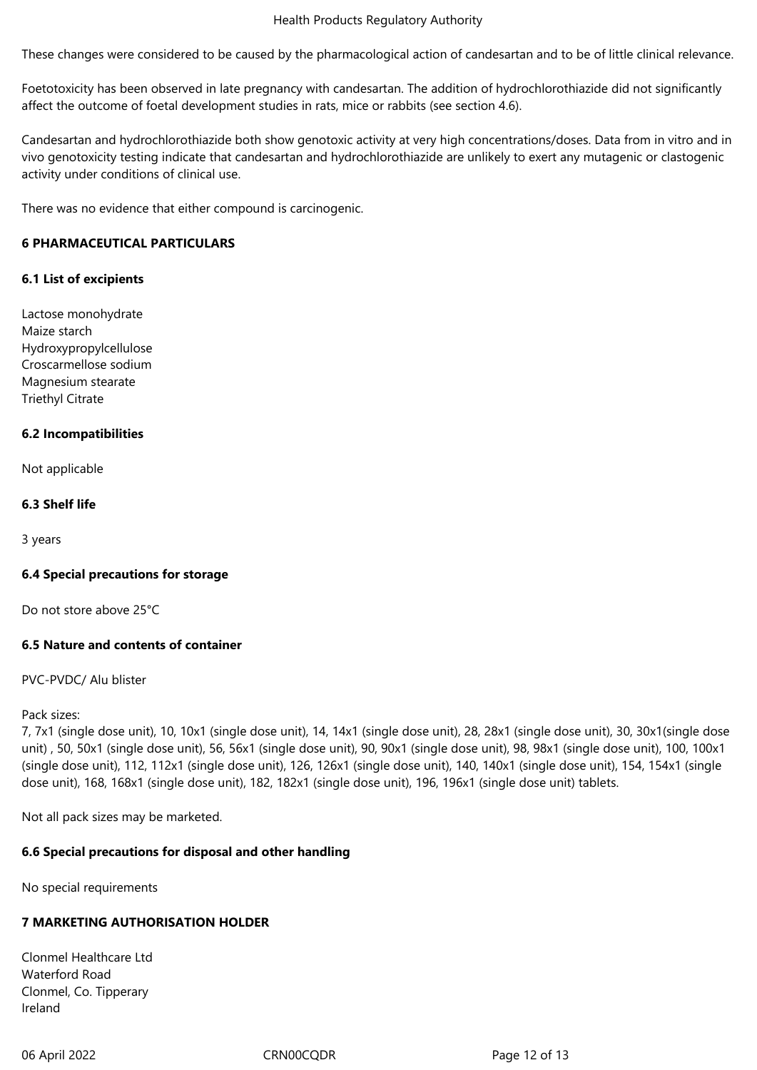These changes were considered to be caused by the pharmacological action of candesartan and to be of little clinical relevance.

Foetotoxicity has been observed in late pregnancy with candesartan. The addition of hydrochlorothiazide did not significantly affect the outcome of foetal development studies in rats, mice or rabbits (see section 4.6).

Candesartan and hydrochlorothiazide both show genotoxic activity at very high concentrations/doses. Data from in vitro and in vivo genotoxicity testing indicate that candesartan and hydrochlorothiazide are unlikely to exert any mutagenic or clastogenic activity under conditions of clinical use.

There was no evidence that either compound is carcinogenic.

## 6 PHARMACEUTICAL PARTICULARS

### 6.1 List of excipients

Lactose monohydrate
Maize starch
Hydroxypropylcellulose
Croscarmellose sodium
Magnesium stearate
Triethyl Citrate

### 6.2 Incompatibilities

Not applicable

### 6.3 Shelf life

3 years

### 6.4 Special precautions for storage

Do not store above 25°C

### 6.5 Nature and contents of container

PVC-PVDC/ Alu blister

Pack sizes:
7, 7x1 (single dose unit), 10, 10x1 (single dose unit), 14, 14x1 (single dose unit), 28, 28x1 (single dose unit), 30, 30x1(single dose unit) , 50, 50x1 (single dose unit), 56, 56x1 (single dose unit), 90, 90x1 (single dose unit), 98, 98x1 (single dose unit), 100, 100x1 (single dose unit), 112, 112x1 (single dose unit), 126, 126x1 (single dose unit), 140, 140x1 (single dose unit), 154, 154x1 (single dose unit), 168, 168x1 (single dose unit), 182, 182x1 (single dose unit), 196, 196x1 (single dose unit) tablets.

Not all pack sizes may be marketed.

### 6.6 Special precautions for disposal and other handling

No special requirements

## 7 MARKETING AUTHORISATION HOLDER

Clonmel Healthcare Ltd
Waterford Road
Clonmel, Co. Tipperary
Ireland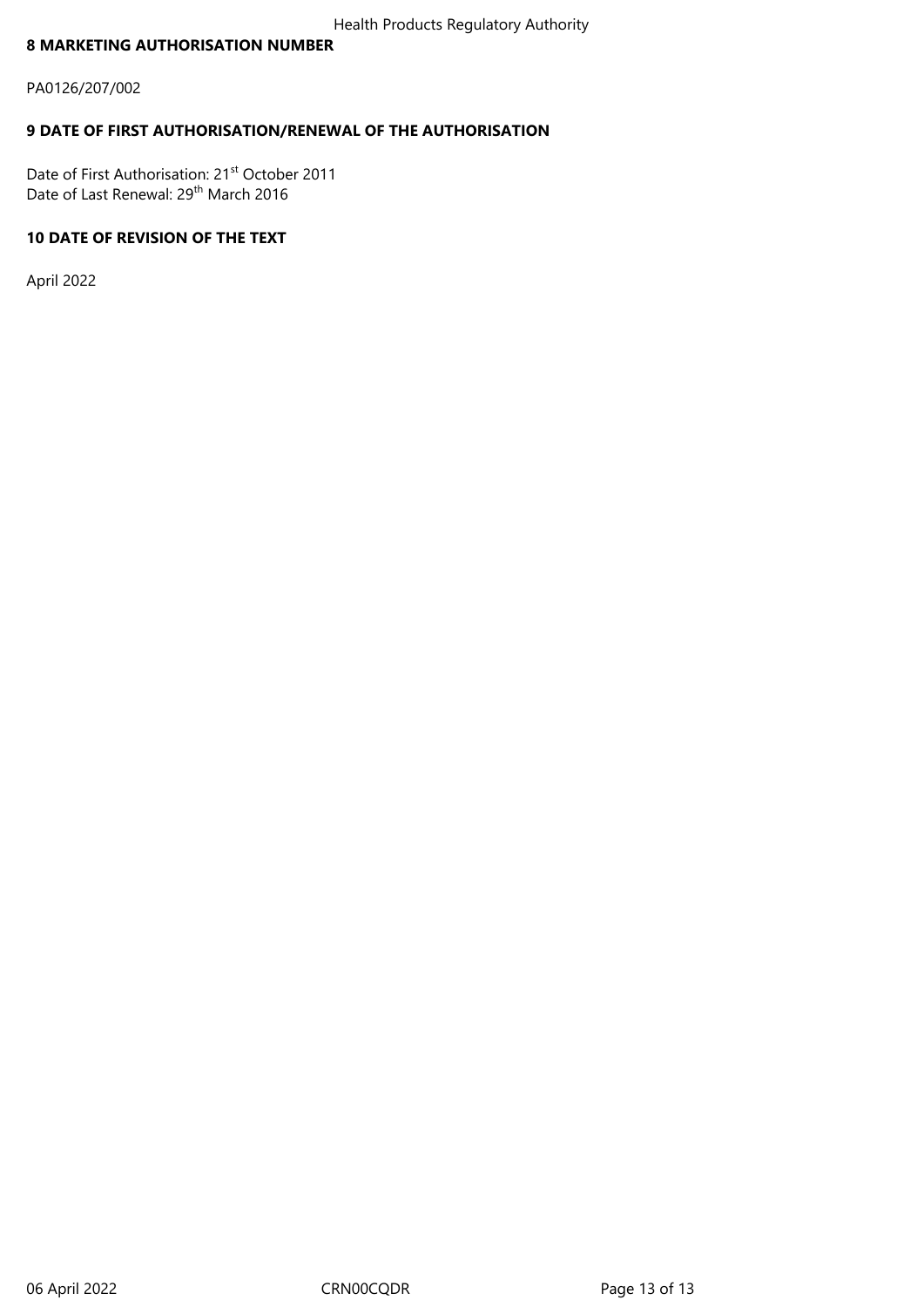## 8 MARKETING AUTHORISATION NUMBER

PA0126/207/002

## 9 DATE OF FIRST AUTHORISATION/RENEWAL OF THE AUTHORISATION

Date of First Authorisation: 21st October 2011
Date of Last Renewal: 29th March 2016

## 10 DATE OF REVISION OF THE TEXT

April 2022